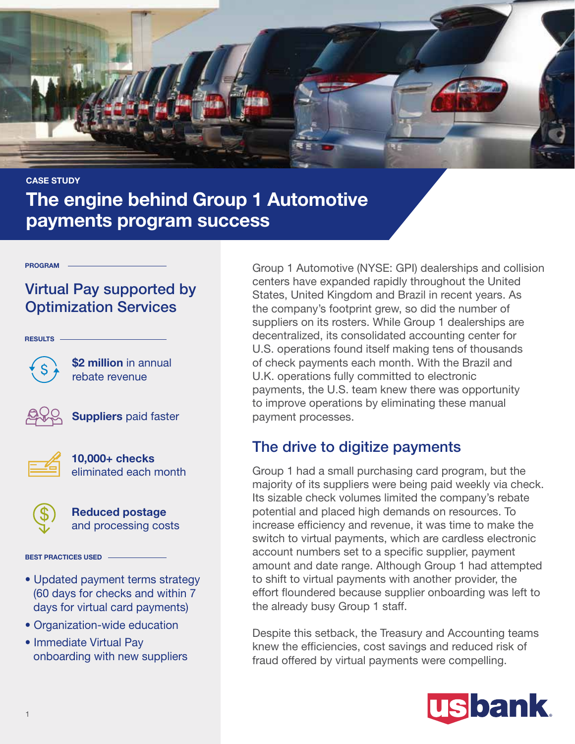CASE STUDY

# The engine behind Group 1 Automotive payments program success

PROGRAM

## Virtual Pay supported by Optimization Services

RESULTS

**$2 million** in annual rebate revenue

**Suppliers** paid faster

**10,000+ checks** eliminated each month

**Reduced postage** and processing costs

BEST PRACTICES USED

- Updated payment terms strategy (60 days for checks and within 7 days for virtual card payments)
- Organization-wide education
- Immediate Virtual Pay onboarding with new suppliers

Group 1 Automotive (NYSE: GPI) dealerships and collision centers have expanded rapidly throughout the United States, United Kingdom and Brazil in recent years. As the company's footprint grew, so did the number of suppliers on its rosters. While Group 1 dealerships are decentralized, its consolidated accounting center for U.S. operations found itself making tens of thousands of check payments each month. With the Brazil and U.K. operations fully committed to electronic payments, the U.S. team knew there was opportunity to improve operations by eliminating these manual payment processes.

## The drive to digitize payments

Group 1 had a small purchasing card program, but the majority of its suppliers were being paid weekly via check. Its sizable check volumes limited the company's rebate potential and placed high demands on resources. To increase efficiency and revenue, it was time to make the switch to virtual payments, which are cardless electronic account numbers set to a specific supplier, payment amount and date range. Although Group 1 had attempted to shift to virtual payments with another provider, the effort floundered because supplier onboarding was left to the already busy Group 1 staff.

Despite this setback, the Treasury and Accounting teams knew the efficiencies, cost savings and reduced risk of fraud offered by virtual payments were compelling.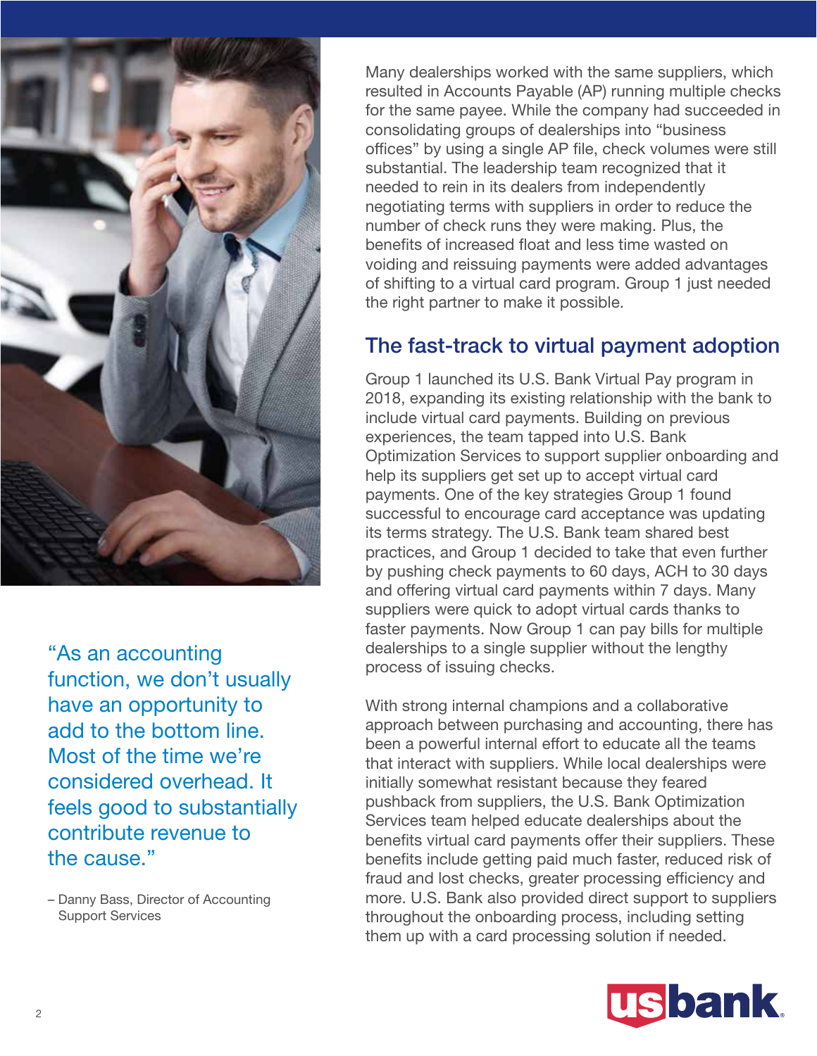> "As an accounting function, we don't usually have an opportunity to add to the bottom line. Most of the time we're considered overhead. It feels good to substantially contribute revenue to the cause."
>
> – Danny Bass, Director of Accounting Support Services

Many dealerships worked with the same suppliers, which resulted in Accounts Payable (AP) running multiple checks for the same payee. While the company had succeeded in consolidating groups of dealerships into "business offices" by using a single AP file, check volumes were still substantial. The leadership team recognized that it needed to rein in its dealers from independently negotiating terms with suppliers in order to reduce the number of check runs they were making. Plus, the benefits of increased float and less time wasted on voiding and reissuing payments were added advantages of shifting to a virtual card program. Group 1 just needed the right partner to make it possible.

## The fast-track to virtual payment adoption

Group 1 launched its U.S. Bank Virtual Pay program in 2018, expanding its existing relationship with the bank to include virtual card payments. Building on previous experiences, the team tapped into U.S. Bank Optimization Services to support supplier onboarding and help its suppliers get set up to accept virtual card payments. One of the key strategies Group 1 found successful to encourage card acceptance was updating its terms strategy. The U.S. Bank team shared best practices, and Group 1 decided to take that even further by pushing check payments to 60 days, ACH to 30 days and offering virtual card payments within 7 days. Many suppliers were quick to adopt virtual cards thanks to faster payments. Now Group 1 can pay bills for multiple dealerships to a single supplier without the lengthy process of issuing checks.

With strong internal champions and a collaborative approach between purchasing and accounting, there has been a powerful internal effort to educate all the teams that interact with suppliers. While local dealerships were initially somewhat resistant because they feared pushback from suppliers, the U.S. Bank Optimization Services team helped educate dealerships about the benefits virtual card payments offer their suppliers. These benefits include getting paid much faster, reduced risk of fraud and lost checks, greater processing efficiency and more. U.S. Bank also provided direct support to suppliers throughout the onboarding process, including setting them up with a card processing solution if needed.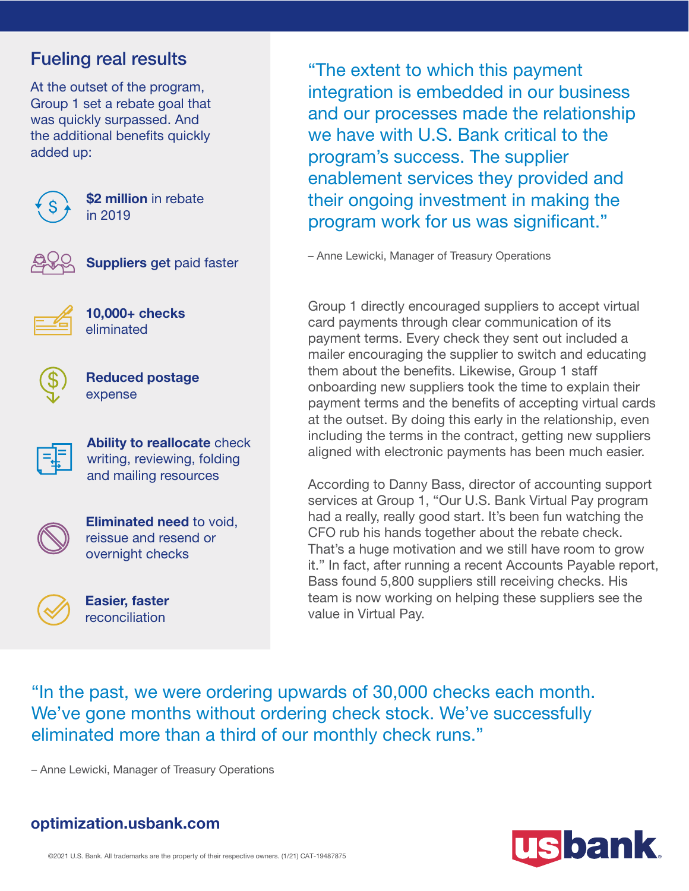## Fueling real results

At the outset of the program, Group 1 set a rebate goal that was quickly surpassed. And the additional benefits quickly added up:

- **$2 million** in rebate in 2019
- **Suppliers** get paid faster
- **10,000+ checks** eliminated
- **Reduced postage** expense
- **Ability to reallocate** check writing, reviewing, folding and mailing resources
- **Eliminated need** to void, reissue and resend or overnight checks
- **Easier, faster** reconciliation

> "The extent to which this payment integration is embedded in our business and our processes made the relationship we have with U.S. Bank critical to the program's success. The supplier enablement services they provided and their ongoing investment in making the program work for us was significant."
>
> – Anne Lewicki, Manager of Treasury Operations

Group 1 directly encouraged suppliers to accept virtual card payments through clear communication of its payment terms. Every check they sent out included a mailer encouraging the supplier to switch and educating them about the benefits. Likewise, Group 1 staff onboarding new suppliers took the time to explain their payment terms and the benefits of accepting virtual cards at the outset. By doing this early in the relationship, even including the terms in the contract, getting new suppliers aligned with electronic payments has been much easier.

According to Danny Bass, director of accounting support services at Group 1, "Our U.S. Bank Virtual Pay program had a really, really good start. It's been fun watching the CFO rub his hands together about the rebate check. That's a huge motivation and we still have room to grow it." In fact, after running a recent Accounts Payable report, Bass found 5,800 suppliers still receiving checks. His team is now working on helping these suppliers see the value in Virtual Pay.

> "In the past, we were ordering upwards of 30,000 checks each month. We've gone months without ordering check stock. We've successfully eliminated more than a third of our monthly check runs."
>
> – Anne Lewicki, Manager of Treasury Operations

**optimization.usbank.com**

©2021 U.S. Bank. All trademarks are the property of their respective owners. (1/21) CAT-19487875

us bank